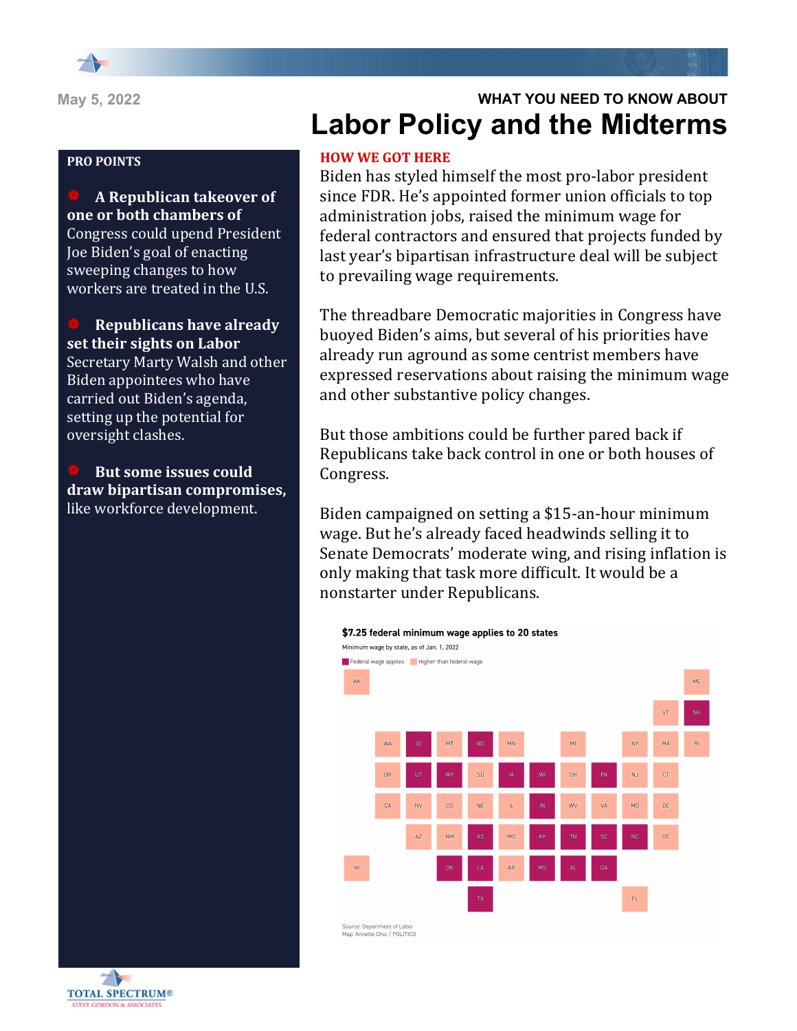May 5, 2022

**WHAT YOU NEED TO KNOW ABOUT**

# Labor Policy and the Midterms

## PRO POINTS

- **A Republican takeover of one or both chambers of** Congress could upend President Joe Biden's goal of enacting sweeping changes to how workers are treated in the U.S.

- **Republicans have already set their sights on Labor** Secretary Marty Walsh and other Biden appointees who have carried out Biden's agenda, setting up the potential for oversight clashes.

- **But some issues could draw bipartisan compromises,** like workforce development.

## HOW WE GOT HERE

Biden has styled himself the most pro-labor president since FDR. He's appointed former union officials to top administration jobs, raised the minimum wage for federal contractors and ensured that projects funded by last year's bipartisan infrastructure deal will be subject to prevailing wage requirements.

The threadbare Democratic majorities in Congress have buoyed Biden's aims, but several of his priorities have already run aground as some centrist members have expressed reservations about raising the minimum wage and other substantive policy changes.

But those ambitions could be further pared back if Republicans take back control in one or both houses of Congress.

Biden campaigned on setting a $15-an-hour minimum wage. But he's already faced headwinds selling it to Senate Democrats' moderate wing, and rising inflation is only making that task more difficult. It would be a nonstarter under Republicans.

**$7.25 federal minimum wage applies to 20 states**

Minimum wage by state, as of Jan. 1, 2022

Federal wage applies: ID, ND, NH, UT, WY, IA, WI, PA, IN, KS, KY, TN, SC, NC, OK, LA, MS, AL, GA, TX

Higher than federal wage: AK, ME, VT, WA, MT, MN, MI, NY, MA, RI, OR, SD, OH, NJ, CT, CA, NV, CO, NE, IL, WV, VA, MD, DE, AZ, NM, MO, DC, HI, AR, FL

Source: Department of Labor
Map: Annette Choi / POLITICO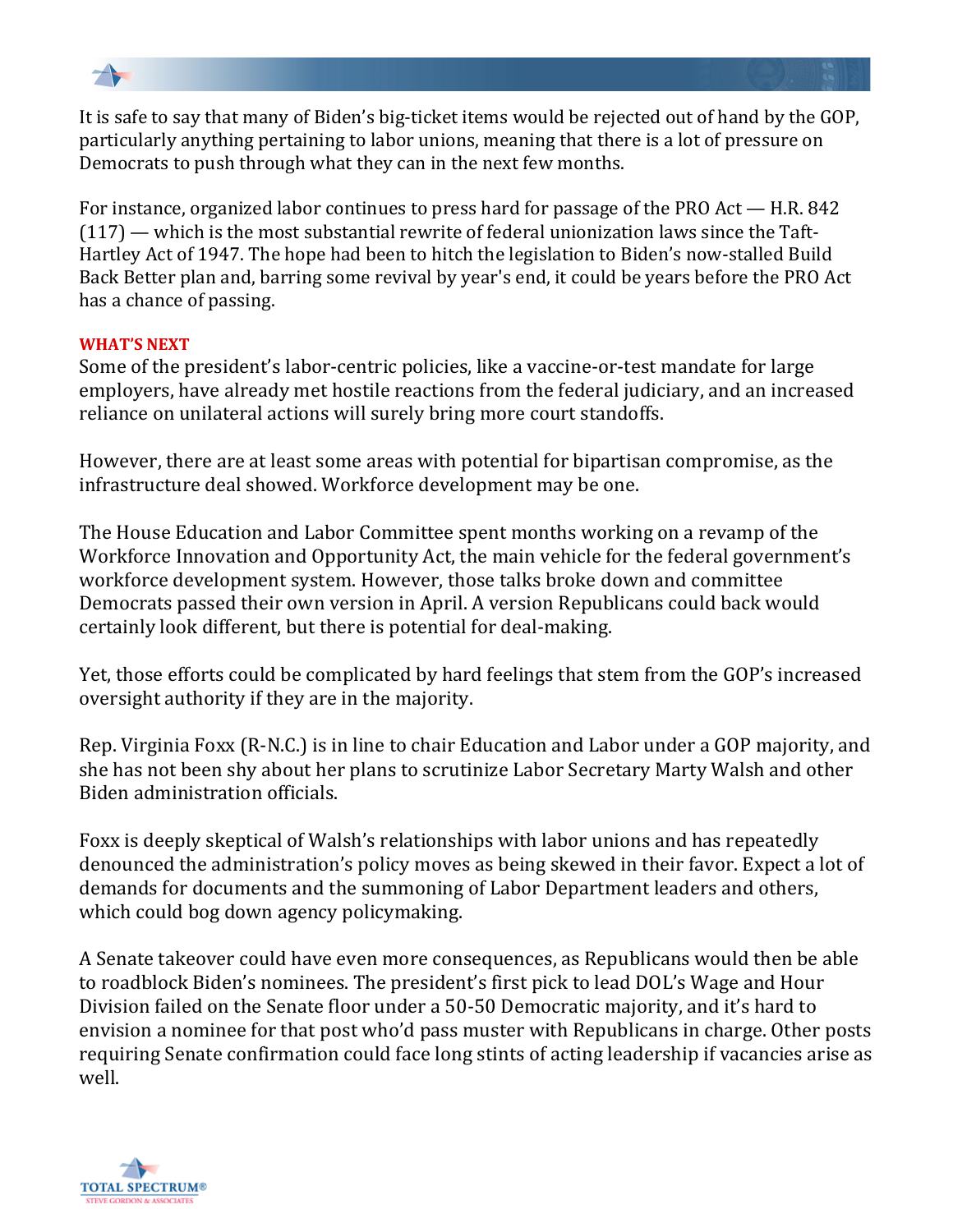It is safe to say that many of Biden's big-ticket items would be rejected out of hand by the GOP, particularly anything pertaining to labor unions, meaning that there is a lot of pressure on Democrats to push through what they can in the next few months.

For instance, organized labor continues to press hard for passage of the PRO Act — H.R. 842 (117) — which is the most substantial rewrite of federal unionization laws since the Taft-Hartley Act of 1947. The hope had been to hitch the legislation to Biden's now-stalled Build Back Better plan and, barring some revival by year's end, it could be years before the PRO Act has a chance of passing.

**WHAT'S NEXT**

Some of the president's labor-centric policies, like a vaccine-or-test mandate for large employers, have already met hostile reactions from the federal judiciary, and an increased reliance on unilateral actions will surely bring more court standoffs.

However, there are at least some areas with potential for bipartisan compromise, as the infrastructure deal showed. Workforce development may be one.

The House Education and Labor Committee spent months working on a revamp of the Workforce Innovation and Opportunity Act, the main vehicle for the federal government's workforce development system. However, those talks broke down and committee Democrats passed their own version in April. A version Republicans could back would certainly look different, but there is potential for deal-making.

Yet, those efforts could be complicated by hard feelings that stem from the GOP's increased oversight authority if they are in the majority.

Rep. Virginia Foxx (R-N.C.) is in line to chair Education and Labor under a GOP majority, and she has not been shy about her plans to scrutinize Labor Secretary Marty Walsh and other Biden administration officials.

Foxx is deeply skeptical of Walsh's relationships with labor unions and has repeatedly denounced the administration's policy moves as being skewed in their favor. Expect a lot of demands for documents and the summoning of Labor Department leaders and others, which could bog down agency policymaking.

A Senate takeover could have even more consequences, as Republicans would then be able to roadblock Biden's nominees. The president's first pick to lead DOL's Wage and Hour Division failed on the Senate floor under a 50-50 Democratic majority, and it's hard to envision a nominee for that post who'd pass muster with Republicans in charge. Other posts requiring Senate confirmation could face long stints of acting leadership if vacancies arise as well.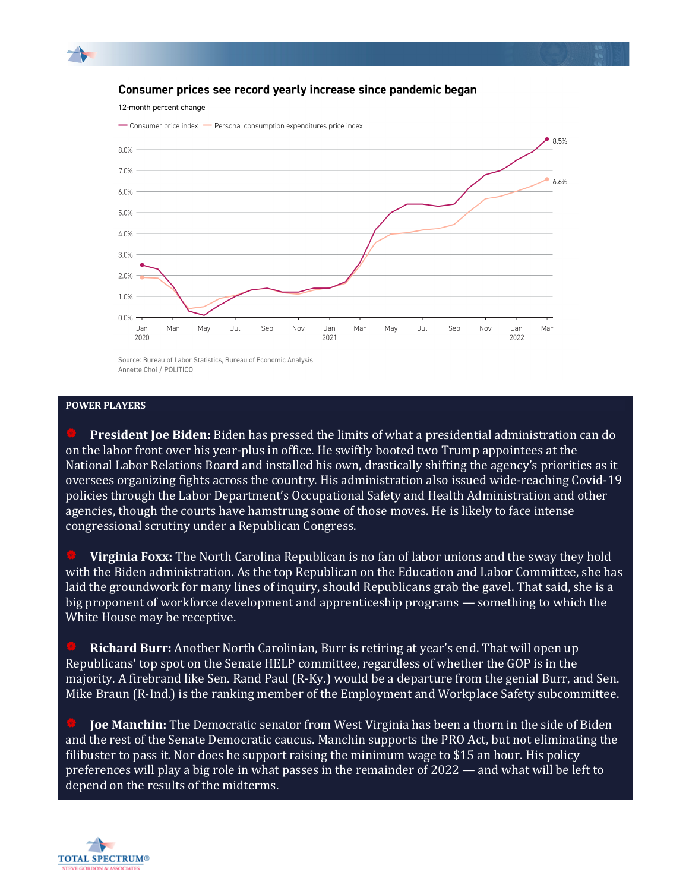**Consumer prices see record yearly increase since pandemic began**

12-month percent change

Consumer price index
Personal consumption expenditures price index

8.5%
6.6%

8.0%
7.0%
6.0%
5.0%
4.0%
3.0%
2.0%
1.0%
0.0%

Jan 2020
Mar
May
Jul
Sep
Nov
Jan 2021
Mar
May
Jul
Sep
Nov
Jan 2022
Mar

Source: Bureau of Labor Statistics, Bureau of Economic Analysis
Annette Choi / POLITICO

**POWER PLAYERS**

- **President Joe Biden:** Biden has pressed the limits of what a presidential administration can do on the labor front over his year-plus in office. He swiftly booted two Trump appointees at the National Labor Relations Board and installed his own, drastically shifting the agency's priorities as it oversees organizing fights across the country. His administration also issued wide-reaching Covid-19 policies through the Labor Department's Occupational Safety and Health Administration and other agencies, though the courts have hamstrung some of those moves. He is likely to face intense congressional scrutiny under a Republican Congress.

- **Virginia Foxx:** The North Carolina Republican is no fan of labor unions and the sway they hold with the Biden administration. As the top Republican on the Education and Labor Committee, she has laid the groundwork for many lines of inquiry, should Republicans grab the gavel. That said, she is a big proponent of workforce development and apprenticeship programs — something to which the White House may be receptive.

- **Richard Burr:** Another North Carolinian, Burr is retiring at year's end. That will open up Republicans' top spot on the Senate HELP committee, regardless of whether the GOP is in the majority. A firebrand like Sen. Rand Paul (R-Ky.) would be a departure from the genial Burr, and Sen. Mike Braun (R-Ind.) is the ranking member of the Employment and Workplace Safety subcommittee.

- **Joe Manchin:** The Democratic senator from West Virginia has been a thorn in the side of Biden and the rest of the Senate Democratic caucus. Manchin supports the PRO Act, but not eliminating the filibuster to pass it. Nor does he support raising the minimum wage to $15 an hour. His policy preferences will play a big role in what passes in the remainder of 2022 — and what will be left to depend on the results of the midterms.